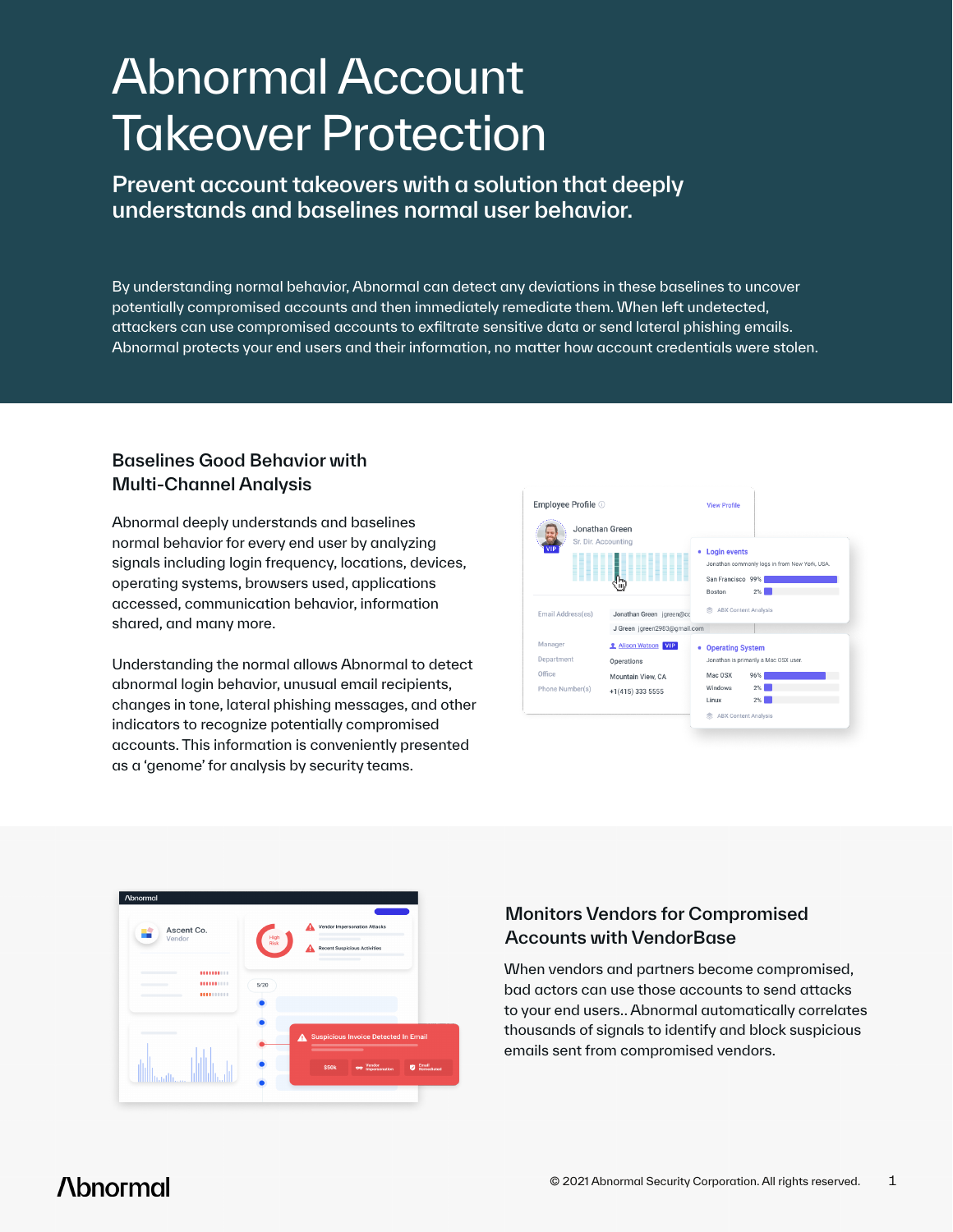# Abnormal Account Takeover Protection

## Prevent account takeovers with a solution that deeply understands and baselines normal user behavior.

By understanding normal behavior, Abnormal can detect any deviations in these baselines to uncover potentially compromised accounts and then immediately remediate them. When left undetected, attackers can use compromised accounts to exfiltrate sensitive data or send lateral phishing emails. Abnormal protects your end users and their information, no matter how account credentials were stolen.

### Baselines Good Behavior with Multi-Channel Analysis

Abnormal deeply understands and baselines normal behavior for every end user by analyzing signals including login frequency, locations, devices, operating systems, browsers used, applications accessed, communication behavior, information shared, and many more.

Understanding the normal allows Abnormal to detect abnormal login behavior, unusual email recipients, changes in tone, lateral phishing messages, and other indicators to recognize potentially compromised accounts. This information is conveniently presented as a 'genome' for analysis by security teams.

### Monitors Vendors for Compromised Accounts with VendorBase

When vendors and partners become compromised, bad actors can use those accounts to send attacks to your end users.. Abnormal automatically correlates thousands of signals to identify and block suspicious emails sent from compromised vendors.

© 2021 Abnormal Security Corporation. All rights reserved.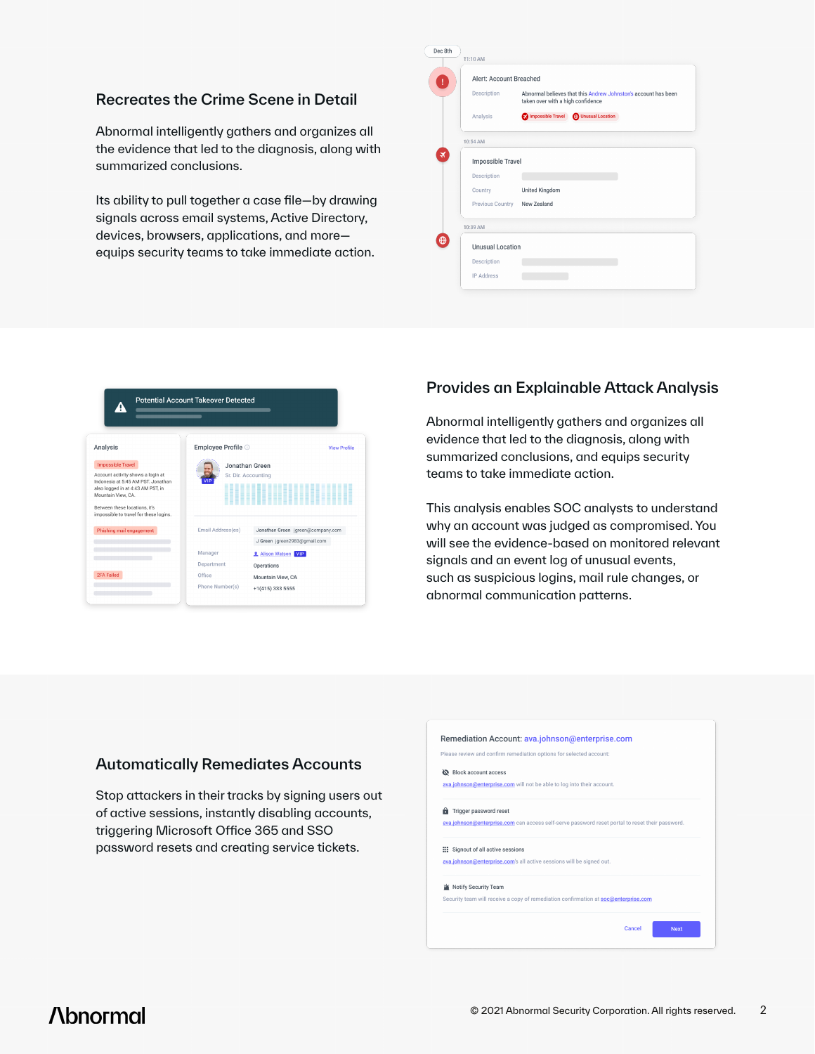## Recreates the Crime Scene in Detail

Abnormal intelligently gathers and organizes all the evidence that led to the diagnosis, along with summarized conclusions.

Its ability to pull together a case file—by drawing signals across email systems, Active Directory, devices, browsers, applications, and more—equips security teams to take immediate action.

## Provides an Explainable Attack Analysis

Abnormal intelligently gathers and organizes all evidence that led to the diagnosis, along with summarized conclusions, and equips security teams to take immediate action.

This analysis enables SOC analysts to understand why an account was judged as compromised. You will see the evidence-based on monitored relevant signals and an event log of unusual events, such as suspicious logins, mail rule changes, or abnormal communication patterns.

## Automatically Remediates Accounts

Stop attackers in their tracks by signing users out of active sessions, instantly disabling accounts, triggering Microsoft Office 365 and SSO password resets and creating service tickets.

© 2021 Abnormal Security Corporation. All rights reserved.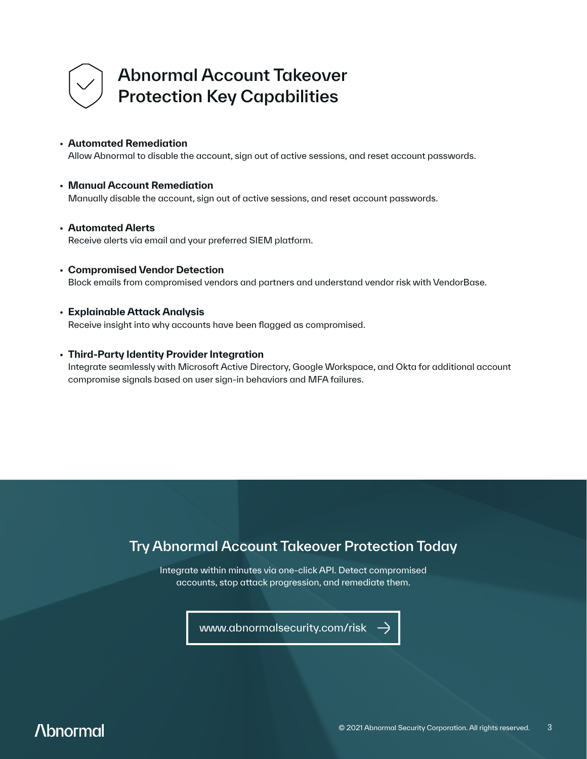# Abnormal Account Takeover Protection Key Capabilities

- **Automated Remediation**
  Allow Abnormal to disable the account, sign out of active sessions, and reset account passwords.

- **Manual Account Remediation**
  Manually disable the account, sign out of active sessions, and reset account passwords.

- **Automated Alerts**
  Receive alerts via email and your preferred SIEM platform.

- **Compromised Vendor Detection**
  Block emails from compromised vendors and partners and understand vendor risk with VendorBase.

- **Explainable Attack Analysis**
  Receive insight into why accounts have been flagged as compromised.

- **Third-Party Identity Provider Integration**
  Integrate seamlessly with Microsoft Active Directory, Google Workspace, and Okta for additional account compromise signals based on user sign-in behaviors and MFA failures.

## Try Abnormal Account Takeover Protection Today

Integrate within minutes via one-click API. Detect compromised accounts, stop attack progression, and remediate them.

www.abnormalsecurity.com/risk →

Abnormal

© 2021 Abnormal Security Corporation. All rights reserved.